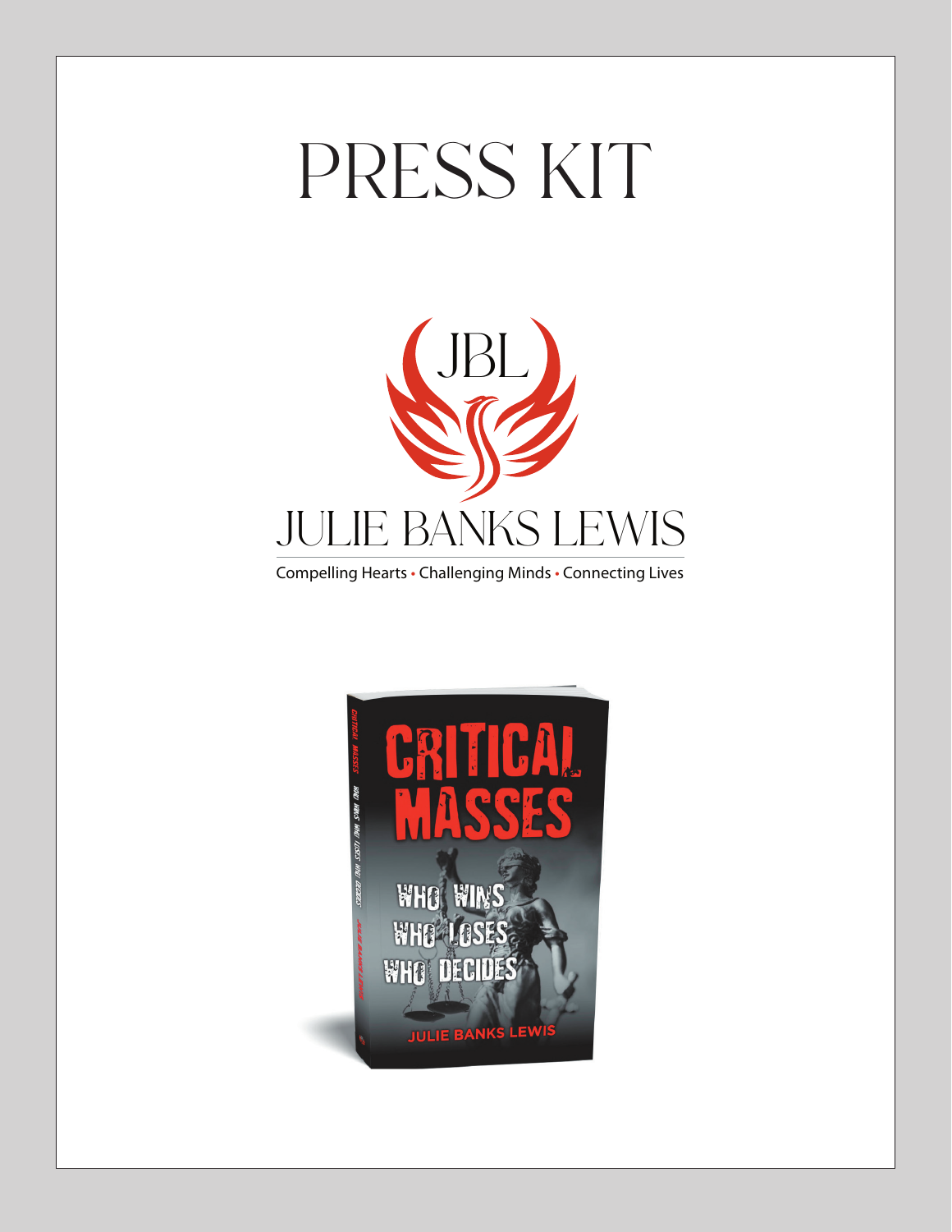# PRESS KIT

JBL

JULIE BANKS LEWIS

Compelling Hearts • Challenging Minds • Connecting Lives

CRITICAL MASSES

WHO WINS
WHO LOSES
WHO DECIDES

JULIE BANKS LEWIS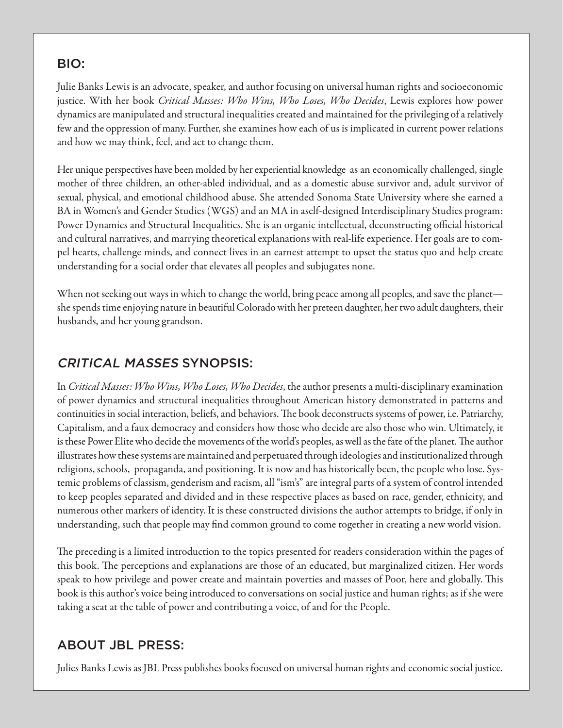## BIO:

Julie Banks Lewis is an advocate, speaker, and author focusing on universal human rights and socioeconomic justice. With her book *Critical Masses: Who Wins, Who Loses, Who Decides*, Lewis explores how power dynamics are manipulated and structural inequalities created and maintained for the privileging of a relatively few and the oppression of many. Further, she examines how each of us is implicated in current power relations and how we may think, feel, and act to change them.

Her unique perspectives have been molded by her experiential knowledge as an economically challenged, single mother of three children, an other-abled individual, and as a domestic abuse survivor and, adult survivor of sexual, physical, and emotional childhood abuse. She attended Sonoma State University where she earned a BA in Women's and Gender Studies (WGS) and an MA in aself-designed Interdisciplinary Studies program: Power Dynamics and Structural Inequalities. She is an organic intellectual, deconstructing official historical and cultural narratives, and marrying theoretical explanations with real-life experience. Her goals are to compel hearts, challenge minds, and connect lives in an earnest attempt to upset the status quo and help create understanding for a social order that elevates all peoples and subjugates none.

When not seeking out ways in which to change the world, bring peace among all peoples, and save the planet—she spends time enjoying nature in beautiful Colorado with her preteen daughter, her two adult daughters, their husbands, and her young grandson.

## *CRITICAL MASSES* SYNOPSIS:

In *Critical Masses: Who Wins, Who Loses, Who Decides*, the author presents a multi-disciplinary examination of power dynamics and structural inequalities throughout American history demonstrated in patterns and continuities in social interaction, beliefs, and behaviors. The book deconstructs systems of power, i.e. Patriarchy, Capitalism, and a faux democracy and considers how those who decide are also those who win. Ultimately, it is these Power Elite who decide the movements of the world's peoples, as well as the fate of the planet. The author illustrates how these systems are maintained and perpetuated through ideologies and institutionalized through religions, schools, propaganda, and positioning. It is now and has historically been, the people who lose. Systemic problems of classism, genderism and racism, all "ism's" are integral parts of a system of control intended to keep peoples separated and divided and in these respective places as based on race, gender, ethnicity, and numerous other markers of identity. It is these constructed divisions the author attempts to bridge, if only in understanding, such that people may find common ground to come together in creating a new world vision.

The preceding is a limited introduction to the topics presented for readers consideration within the pages of this book. The perceptions and explanations are those of an educated, but marginalized citizen. Her words speak to how privilege and power create and maintain poverties and masses of Poor, here and globally. This book is this author's voice being introduced to conversations on social justice and human rights; as if she were taking a seat at the table of power and contributing a voice, of and for the People.

## ABOUT JBL PRESS:

Julies Banks Lewis as JBL Press publishes books focused on universal human rights and economic social justice.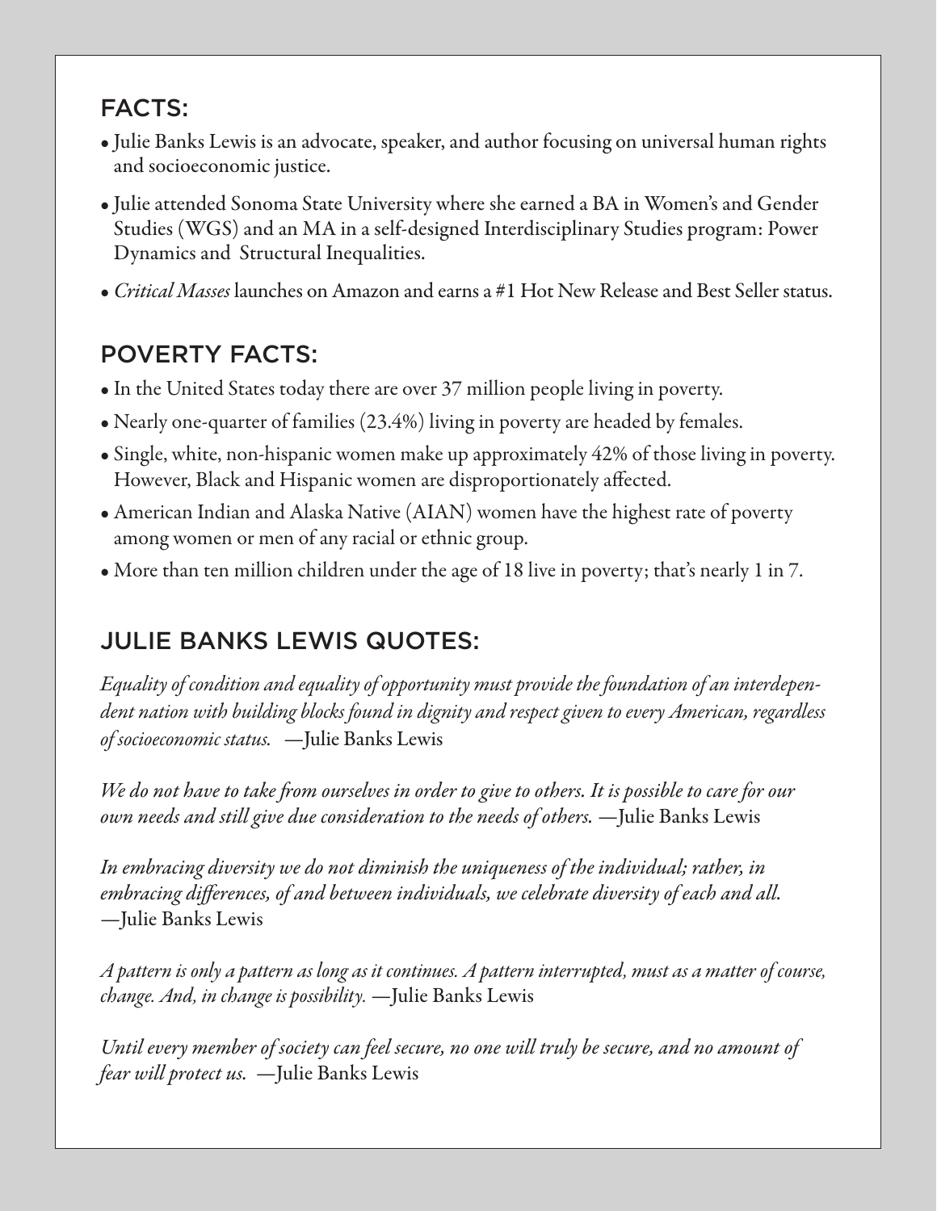## FACTS:

- Julie Banks Lewis is an advocate, speaker, and author focusing on universal human rights and socioeconomic justice.
- Julie attended Sonoma State University where she earned a BA in Women's and Gender Studies (WGS) and an MA in a self-designed Interdisciplinary Studies program: Power Dynamics and Structural Inequalities.
- *Critical Masses* launches on Amazon and earns a #1 Hot New Release and Best Seller status.

## POVERTY FACTS:

- In the United States today there are over 37 million people living in poverty.
- Nearly one-quarter of families (23.4%) living in poverty are headed by females.
- Single, white, non-hispanic women make up approximately 42% of those living in poverty. However, Black and Hispanic women are disproportionately affected.
- American Indian and Alaska Native (AIAN) women have the highest rate of poverty among women or men of any racial or ethnic group.
- More than ten million children under the age of 18 live in poverty; that's nearly 1 in 7.

## JULIE BANKS LEWIS QUOTES:

*Equality of condition and equality of opportunity must provide the foundation of an interdependent nation with building blocks found in dignity and respect given to every American, regardless of socioeconomic status.* —Julie Banks Lewis

*We do not have to take from ourselves in order to give to others. It is possible to care for our own needs and still give due consideration to the needs of others.* —Julie Banks Lewis

*In embracing diversity we do not diminish the uniqueness of the individual; rather, in embracing differences, of and between individuals, we celebrate diversity of each and all.* —Julie Banks Lewis

*A pattern is only a pattern as long as it continues. A pattern interrupted, must as a matter of course, change. And, in change is possibility.* —Julie Banks Lewis

*Until every member of society can feel secure, no one will truly be secure, and no amount of fear will protect us.* —Julie Banks Lewis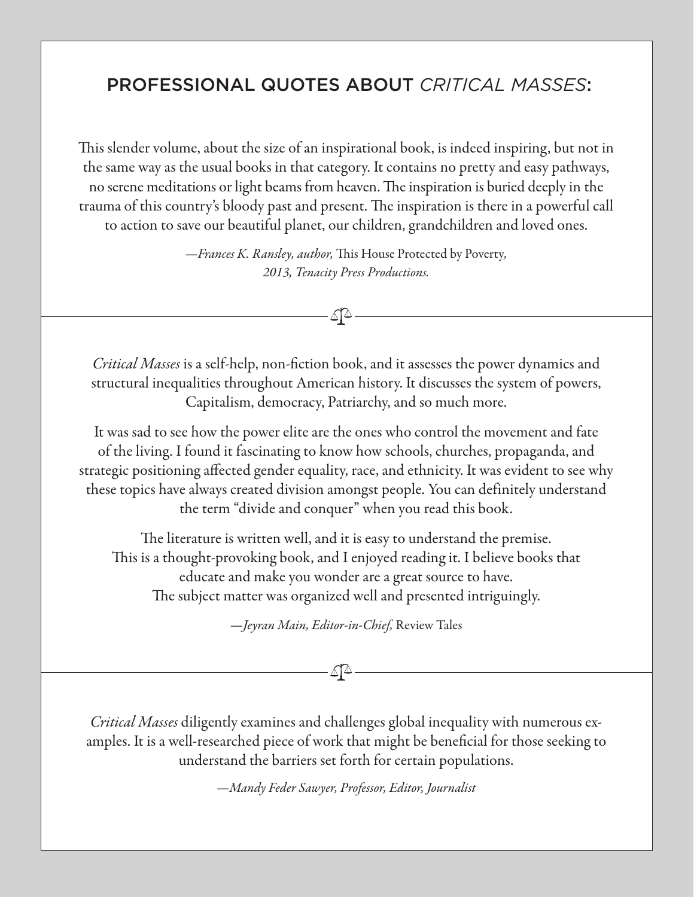## PROFESSIONAL QUOTES ABOUT *CRITICAL MASSES*:

This slender volume, about the size of an inspirational book, is indeed inspiring, but not in the same way as the usual books in that category. It contains no pretty and easy pathways, no serene meditations or light beams from heaven. The inspiration is buried deeply in the trauma of this country's bloody past and present. The inspiration is there in a powerful call to action to save our beautiful planet, our children, grandchildren and loved ones.

—*Frances K. Ransley, author,* This House Protected by Poverty*, 2013, Tenacity Press Productions.*

---

*Critical Masses* is a self-help, non-fiction book, and it assesses the power dynamics and structural inequalities throughout American history. It discusses the system of powers, Capitalism, democracy, Patriarchy, and so much more.

It was sad to see how the power elite are the ones who control the movement and fate of the living. I found it fascinating to know how schools, churches, propaganda, and strategic positioning affected gender equality, race, and ethnicity. It was evident to see why these topics have always created division amongst people. You can definitely understand the term "divide and conquer" when you read this book.

The literature is written well, and it is easy to understand the premise. This is a thought-provoking book, and I enjoyed reading it. I believe books that educate and make you wonder are a great source to have. The subject matter was organized well and presented intriguingly.

—*Jeyran Main, Editor-in-Chief,* Review Tales

---

*Critical Masses* diligently examines and challenges global inequality with numerous examples. It is a well-researched piece of work that might be beneficial for those seeking to understand the barriers set forth for certain populations.

—*Mandy Feder Sawyer, Professor, Editor, Journalist*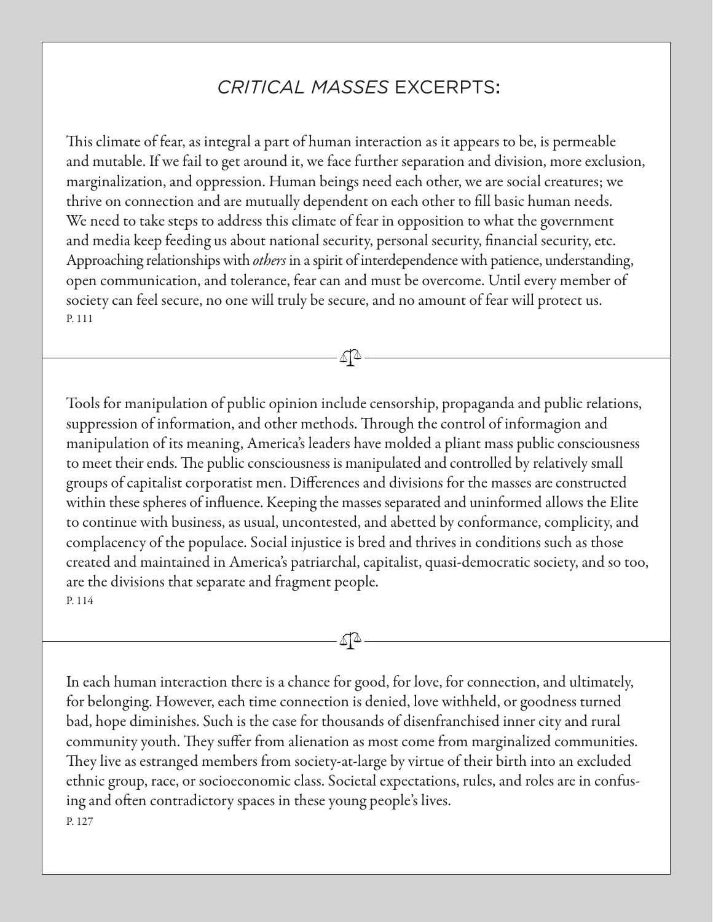# *CRITICAL MASSES* EXCERPTS:

This climate of fear, as integral a part of human interaction as it appears to be, is permeable and mutable. If we fail to get around it, we face further separation and division, more exclusion, marginalization, and oppression. Human beings need each other, we are social creatures; we thrive on connection and are mutually dependent on each other to fill basic human needs. We need to take steps to address this climate of fear in opposition to what the government and media keep feeding us about national security, personal security, financial security, etc. Approaching relationships with *others* in a spirit of interdependence with patience, understanding, open communication, and tolerance, fear can and must be overcome. Until every member of society can feel secure, no one will truly be secure, and no amount of fear will protect us.
P. 111

---

Tools for manipulation of public opinion include censorship, propaganda and public relations, suppression of information, and other methods. Through the control of informagion and manipulation of its meaning, America's leaders have molded a pliant mass public consciousness to meet their ends. The public consciousness is manipulated and controlled by relatively small groups of capitalist corporatist men. Differences and divisions for the masses are constructed within these spheres of influence. Keeping the masses separated and uninformed allows the Elite to continue with business, as usual, uncontested, and abetted by conformance, complicity, and complacency of the populace. Social injustice is bred and thrives in conditions such as those created and maintained in America's patriarchal, capitalist, quasi-democratic society, and so too, are the divisions that separate and fragment people.
P. 114

---

In each human interaction there is a chance for good, for love, for connection, and ultimately, for belonging. However, each time connection is denied, love withheld, or goodness turned bad, hope diminishes. Such is the case for thousands of disenfranchised inner city and rural community youth. They suffer from alienation as most come from marginalized communities. They live as estranged members from society-at-large by virtue of their birth into an excluded ethnic group, race, or socioeconomic class. Societal expectations, rules, and roles are in confusing and often contradictory spaces in these young people's lives.
P. 127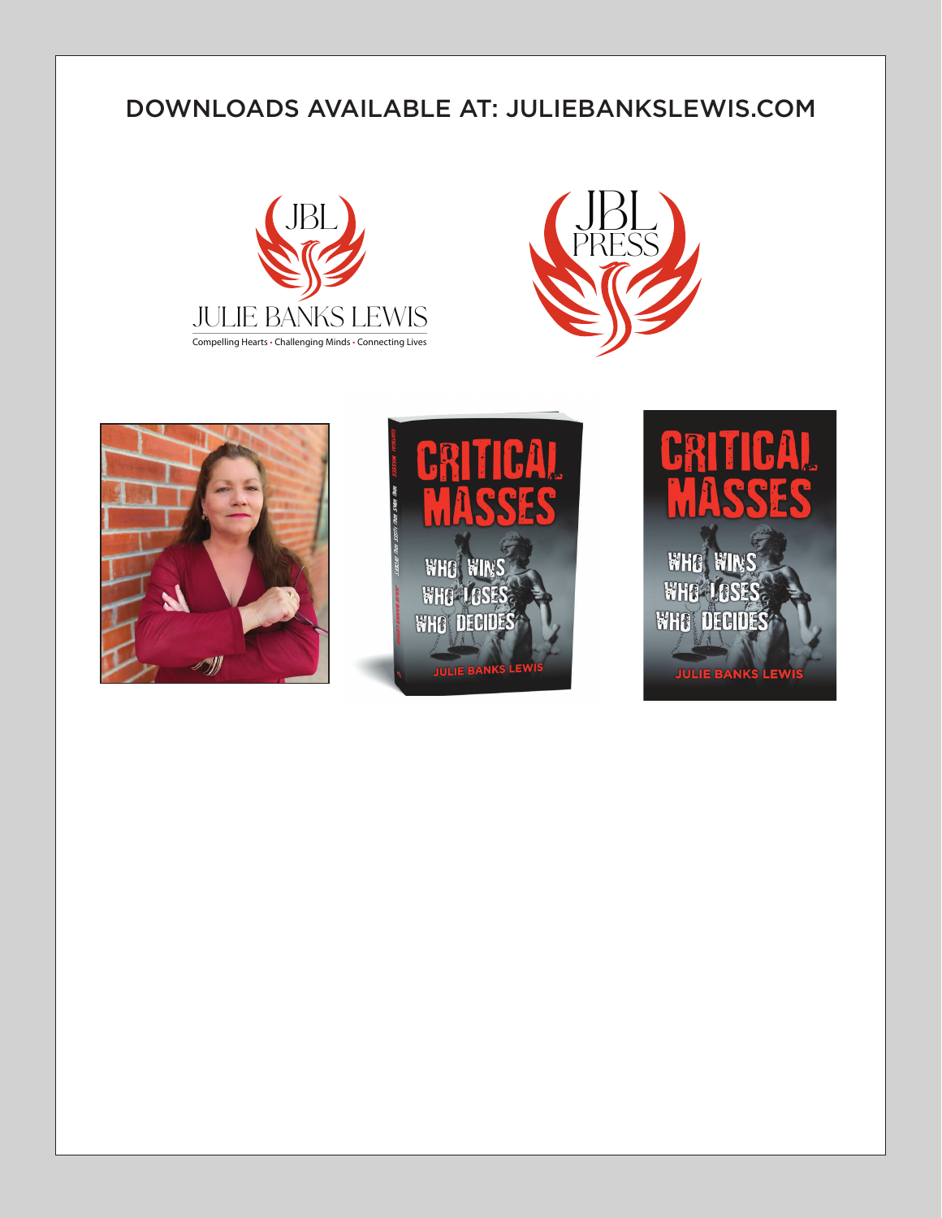DOWNLOADS AVAILABLE AT: JULIEBANKSLEWIS.COM

JBL

JULIE BANKS LEWIS

Compelling Hearts • Challenging Minds • Connecting Lives

JBL PRESS

CRITICAL MASSES

WHO WINS WHO LOSES WHO DECIDES

JULIE BANKS LEWIS

CRITICAL MASSES

WHO WINS WHO LOSES WHO DECIDES

JULIE BANKS LEWIS